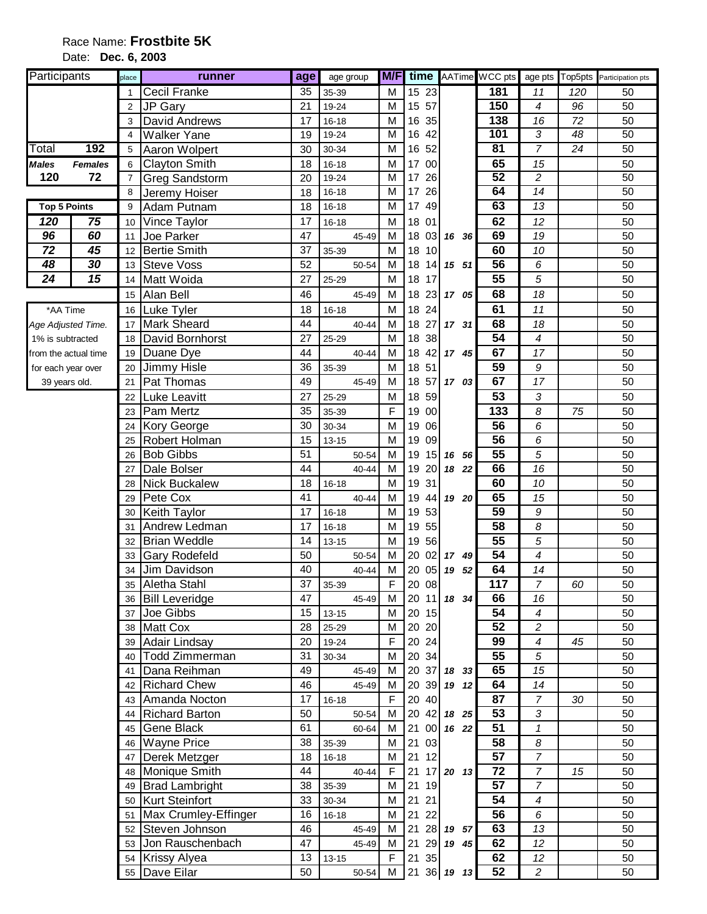Race Name: **Frostbite 5K**

Date: **Dec. 6, 2003**

| Participants | |
|---|---|
| Total | 192 |
| *Males* | *Females* |
| 120 | 72 |

| Top 5 Points | |
|---|---|
| 120 | 75 |
| 96 | 60 |
| 72 | 45 |
| 48 | 30 |
| 24 | 15 |

*AA Time
*Age Adjusted Time.*
1% is subtracted from the actual time for each year over 39 years old.

| place | runner | age | age group | M/F | time | AATime | WCC pts | age pts | Top5pts | Participation pts |
|---|---|---|---|---|---|---|---|---|---|---|
| 1 | Cecil Franke | 35 | 35-39 | M | 15 23 | | 181 | 11 | 120 | 50 |
| 2 | JP Gary | 21 | 19-24 | M | 15 57 | | 150 | 4 | 96 | 50 |
| 3 | David Andrews | 17 | 16-18 | M | 16 35 | | 138 | 16 | 72 | 50 |
| 4 | Walker Yane | 19 | 19-24 | M | 16 42 | | 101 | 3 | 48 | 50 |
| 5 | Aaron Wolpert | 30 | 30-34 | M | 16 52 | | 81 | 7 | 24 | 50 |
| 6 | Clayton Smith | 18 | 16-18 | M | 17 00 | | 65 | 15 | | 50 |
| 7 | Greg Sandstorm | 20 | 19-24 | M | 17 26 | | 52 | 2 | | 50 |
| 8 | Jeremy Hoiser | 18 | 16-18 | M | 17 26 | | 64 | 14 | | 50 |
| 9 | Adam Putnam | 18 | 16-18 | M | 17 49 | | 63 | 13 | | 50 |
| 10 | Vince Taylor | 17 | 16-18 | M | 18 01 | | 62 | 12 | | 50 |
| 11 | Joe Parker | 47 | 45-49 | M | 18 03 | 16 36 | 69 | 19 | | 50 |
| 12 | Bertie Smith | 37 | 35-39 | M | 18 10 | | 60 | 10 | | 50 |
| 13 | Steve Voss | 52 | 50-54 | M | 18 14 | 15 51 | 56 | 6 | | 50 |
| 14 | Matt Woida | 27 | 25-29 | M | 18 17 | | 55 | 5 | | 50 |
| 15 | Alan Bell | 46 | 45-49 | M | 18 23 | 17 05 | 68 | 18 | | 50 |
| 16 | Luke Tyler | 18 | 16-18 | M | 18 24 | | 61 | 11 | | 50 |
| 17 | Mark Sheard | 44 | 40-44 | M | 18 27 | 17 31 | 68 | 18 | | 50 |
| 18 | David Bornhorst | 27 | 25-29 | M | 18 38 | | 54 | 4 | | 50 |
| 19 | Duane Dye | 44 | 40-44 | M | 18 42 | 17 45 | 67 | 17 | | 50 |
| 20 | Jimmy Hisle | 36 | 35-39 | M | 18 51 | | 59 | 9 | | 50 |
| 21 | Pat Thomas | 49 | 45-49 | M | 18 57 | 17 03 | 67 | 17 | | 50 |
| 22 | Luke Leavitt | 27 | 25-29 | M | 18 59 | | 53 | 3 | | 50 |
| 23 | Pam Mertz | 35 | 35-39 | F | 19 00 | | 133 | 8 | 75 | 50 |
| 24 | Kory George | 30 | 30-34 | M | 19 06 | | 56 | 6 | | 50 |
| 25 | Robert Holman | 15 | 13-15 | M | 19 09 | | 56 | 6 | | 50 |
| 26 | Bob Gibbs | 51 | 50-54 | M | 19 15 | 16 56 | 55 | 5 | | 50 |
| 27 | Dale Bolser | 44 | 40-44 | M | 19 20 | 18 22 | 66 | 16 | | 50 |
| 28 | Nick Buckalew | 18 | 16-18 | M | 19 31 | | 60 | 10 | | 50 |
| 29 | Pete Cox | 41 | 40-44 | M | 19 44 | 19 20 | 65 | 15 | | 50 |
| 30 | Keith Taylor | 17 | 16-18 | M | 19 53 | | 59 | 9 | | 50 |
| 31 | Andrew Ledman | 17 | 16-18 | M | 19 55 | | 58 | 8 | | 50 |
| 32 | Brian Weddle | 14 | 13-15 | M | 19 56 | | 55 | 5 | | 50 |
| 33 | Gary Rodefeld | 50 | 50-54 | M | 20 02 | 17 49 | 54 | 4 | | 50 |
| 34 | Jim Davidson | 40 | 40-44 | M | 20 05 | 19 52 | 64 | 14 | | 50 |
| 35 | Aletha Stahl | 37 | 35-39 | F | 20 08 | | 117 | 7 | 60 | 50 |
| 36 | Bill Leveridge | 47 | 45-49 | M | 20 11 | 18 34 | 66 | 16 | | 50 |
| 37 | Joe Gibbs | 15 | 13-15 | M | 20 15 | | 54 | 4 | | 50 |
| 38 | Matt Cox | 28 | 25-29 | M | 20 20 | | 52 | 2 | | 50 |
| 39 | Adair Lindsay | 20 | 19-24 | F | 20 24 | | 99 | 4 | 45 | 50 |
| 40 | Todd Zimmerman | 31 | 30-34 | M | 20 34 | | 55 | 5 | | 50 |
| 41 | Dana Reihman | 49 | 45-49 | M | 20 37 | 18 33 | 65 | 15 | | 50 |
| 42 | Richard Chew | 46 | 45-49 | M | 20 39 | 19 12 | 64 | 14 | | 50 |
| 43 | Amanda Nocton | 17 | 16-18 | F | 20 40 | | 87 | 7 | 30 | 50 |
| 44 | Richard Barton | 50 | 50-54 | M | 20 42 | 18 25 | 53 | 3 | | 50 |
| 45 | Gene Black | 61 | 60-64 | M | 21 00 | 16 22 | 51 | 1 | | 50 |
| 46 | Wayne Price | 38 | 35-39 | M | 21 03 | | 58 | 8 | | 50 |
| 47 | Derek Metzger | 18 | 16-18 | M | 21 12 | | 57 | 7 | | 50 |
| 48 | Monique Smith | 44 | 40-44 | F | 21 17 | 20 13 | 72 | 7 | 15 | 50 |
| 49 | Brad Lambright | 38 | 35-39 | M | 21 19 | | 57 | 7 | | 50 |
| 50 | Kurt Steinfort | 33 | 30-34 | M | 21 21 | | 54 | 4 | | 50 |
| 51 | Max Crumley-Effinger | 16 | 16-18 | M | 21 22 | | 56 | 6 | | 50 |
| 52 | Steven Johnson | 46 | 45-49 | M | 21 28 | 19 57 | 63 | 13 | | 50 |
| 53 | Jon Rauschenbach | 47 | 45-49 | M | 21 29 | 19 45 | 62 | 12 | | 50 |
| 54 | Krissy Alyea | 13 | 13-15 | F | 21 35 | | 62 | 12 | | 50 |
| 55 | Dave Eilar | 50 | 50-54 | M | 21 36 | 19 13 | 52 | 2 | | 50 |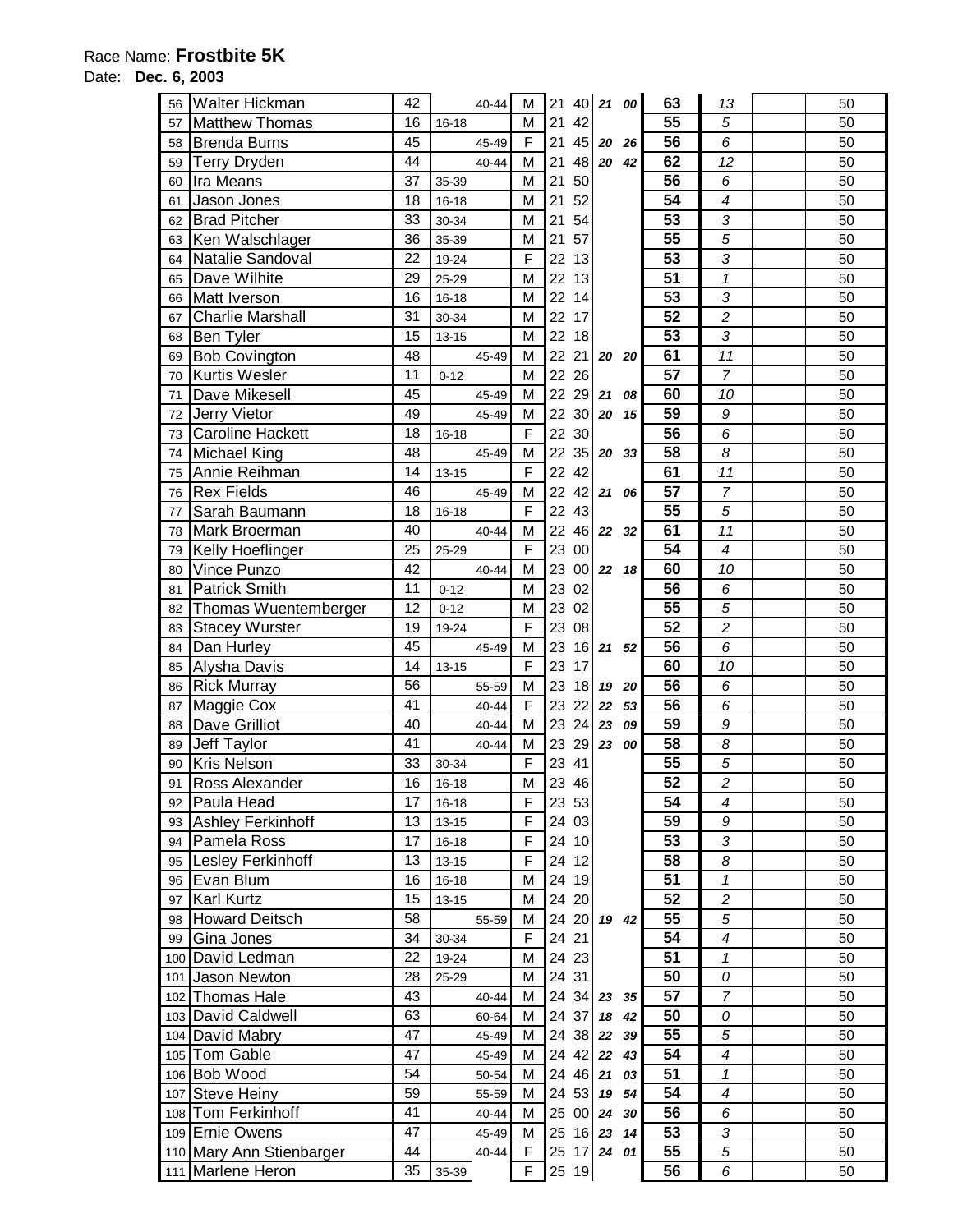Race Name: **Frostbite 5K**

Date: **Dec. 6, 2003**

| | | | | | | | | | | | | | |
|---|---|---|---|---|---|---|---|---|---|---|---|---|---|
| 56 | Walter Hickman | 42 | | 40-44 | M | 21 | 40 | *21* | *00* | **63** | *13* | | 50 |
| 57 | Matthew Thomas | 16 | 16-18 | | M | 21 | 42 | | | **55** | *5* | | 50 |
| 58 | Brenda Burns | 45 | | 45-49 | F | 21 | 45 | *20* | *26* | **56** | *6* | | 50 |
| 59 | Terry Dryden | 44 | | 40-44 | M | 21 | 48 | *20* | *42* | **62** | *12* | | 50 |
| 60 | Ira Means | 37 | 35-39 | | M | 21 | 50 | | | **56** | *6* | | 50 |
| 61 | Jason Jones | 18 | 16-18 | | M | 21 | 52 | | | **54** | *4* | | 50 |
| 62 | Brad Pitcher | 33 | 30-34 | | M | 21 | 54 | | | **53** | *3* | | 50 |
| 63 | Ken Walschlager | 36 | 35-39 | | M | 21 | 57 | | | **55** | *5* | | 50 |
| 64 | Natalie Sandoval | 22 | 19-24 | | F | 22 | 13 | | | **53** | *3* | | 50 |
| 65 | Dave Wilhite | 29 | 25-29 | | M | 22 | 13 | | | **51** | *1* | | 50 |
| 66 | Matt Iverson | 16 | 16-18 | | M | 22 | 14 | | | **53** | *3* | | 50 |
| 67 | Charlie Marshall | 31 | 30-34 | | M | 22 | 17 | | | **52** | *2* | | 50 |
| 68 | Ben Tyler | 15 | 13-15 | | M | 22 | 18 | | | **53** | *3* | | 50 |
| 69 | Bob Covington | 48 | | 45-49 | M | 22 | 21 | *20* | *20* | **61** | *11* | | 50 |
| 70 | Kurtis Wesler | 11 | 0-12 | | M | 22 | 26 | | | **57** | *7* | | 50 |
| 71 | Dave Mikesell | 45 | | 45-49 | M | 22 | 29 | *21* | *08* | **60** | *10* | | 50 |
| 72 | Jerry Vietor | 49 | | 45-49 | M | 22 | 30 | *20* | *15* | **59** | *9* | | 50 |
| 73 | Caroline Hackett | 18 | 16-18 | | F | 22 | 30 | | | **56** | *6* | | 50 |
| 74 | Michael King | 48 | | 45-49 | M | 22 | 35 | *20* | *33* | **58** | *8* | | 50 |
| 75 | Annie Reihman | 14 | 13-15 | | F | 22 | 42 | | | **61** | *11* | | 50 |
| 76 | Rex Fields | 46 | | 45-49 | M | 22 | 42 | *21* | *06* | **57** | *7* | | 50 |
| 77 | Sarah Baumann | 18 | 16-18 | | F | 22 | 43 | | | **55** | *5* | | 50 |
| 78 | Mark Broerman | 40 | | 40-44 | M | 22 | 46 | *22* | *32* | **61** | *11* | | 50 |
| 79 | Kelly Hoeflinger | 25 | 25-29 | | F | 23 | 00 | | | **54** | *4* | | 50 |
| 80 | Vince Punzo | 42 | | 40-44 | M | 23 | 00 | *22* | *18* | **60** | *10* | | 50 |
| 81 | Patrick Smith | 11 | 0-12 | | M | 23 | 02 | | | **56** | *6* | | 50 |
| 82 | Thomas Wuentemberger | 12 | 0-12 | | M | 23 | 02 | | | **55** | *5* | | 50 |
| 83 | Stacey Wurster | 19 | 19-24 | | F | 23 | 08 | | | **52** | *2* | | 50 |
| 84 | Dan Hurley | 45 | | 45-49 | M | 23 | 16 | *21* | *52* | **56** | *6* | | 50 |
| 85 | Alysha Davis | 14 | 13-15 | | F | 23 | 17 | | | **60** | *10* | | 50 |
| 86 | Rick Murray | 56 | | 55-59 | M | 23 | 18 | *19* | *20* | **56** | *6* | | 50 |
| 87 | Maggie Cox | 41 | | 40-44 | F | 23 | 22 | *22* | *53* | **56** | *6* | | 50 |
| 88 | Dave Grilliot | 40 | | 40-44 | M | 23 | 24 | *23* | *09* | **59** | *9* | | 50 |
| 89 | Jeff Taylor | 41 | | 40-44 | M | 23 | 29 | *23* | *00* | **58** | *8* | | 50 |
| 90 | Kris Nelson | 33 | 30-34 | | F | 23 | 41 | | | **55** | *5* | | 50 |
| 91 | Ross Alexander | 16 | 16-18 | | M | 23 | 46 | | | **52** | *2* | | 50 |
| 92 | Paula Head | 17 | 16-18 | | F | 23 | 53 | | | **54** | *4* | | 50 |
| 93 | Ashley Ferkinhoff | 13 | 13-15 | | F | 24 | 03 | | | **59** | *9* | | 50 |
| 94 | Pamela Ross | 17 | 16-18 | | F | 24 | 10 | | | **53** | *3* | | 50 |
| 95 | Lesley Ferkinhoff | 13 | 13-15 | | F | 24 | 12 | | | **58** | *8* | | 50 |
| 96 | Evan Blum | 16 | 16-18 | | M | 24 | 19 | | | **51** | *1* | | 50 |
| 97 | Karl Kurtz | 15 | 13-15 | | M | 24 | 20 | | | **52** | *2* | | 50 |
| 98 | Howard Deitsch | 58 | | 55-59 | M | 24 | 20 | *19* | *42* | **55** | *5* | | 50 |
| 99 | Gina Jones | 34 | 30-34 | | F | 24 | 21 | | | **54** | *4* | | 50 |
| 100 | David Ledman | 22 | 19-24 | | M | 24 | 23 | | | **51** | *1* | | 50 |
| 101 | Jason Newton | 28 | 25-29 | | M | 24 | 31 | | | **50** | *0* | | 50 |
| 102 | Thomas Hale | 43 | | 40-44 | M | 24 | 34 | *23* | *35* | **57** | *7* | | 50 |
| 103 | David Caldwell | 63 | | 60-64 | M | 24 | 37 | *18* | *42* | **50** | *0* | | 50 |
| 104 | David Mabry | 47 | | 45-49 | M | 24 | 38 | *22* | *39* | **55** | *5* | | 50 |
| 105 | Tom Gable | 47 | | 45-49 | M | 24 | 42 | *22* | *43* | **54** | *4* | | 50 |
| 106 | Bob Wood | 54 | | 50-54 | M | 24 | 46 | *21* | *03* | **51** | *1* | | 50 |
| 107 | Steve Heiny | 59 | | 55-59 | M | 24 | 53 | *19* | *54* | **54** | *4* | | 50 |
| 108 | Tom Ferkinhoff | 41 | | 40-44 | M | 25 | 00 | *24* | *30* | **56** | *6* | | 50 |
| 109 | Ernie Owens | 47 | | 45-49 | M | 25 | 16 | *23* | *14* | **53** | *3* | | 50 |
| 110 | Mary Ann Stienbarger | 44 | | 40-44 | F | 25 | 17 | *24* | *01* | **55** | *5* | | 50 |
| 111 | Marlene Heron | 35 | 35-39 | | F | 25 | 19 | | | **56** | *6* | | 50 |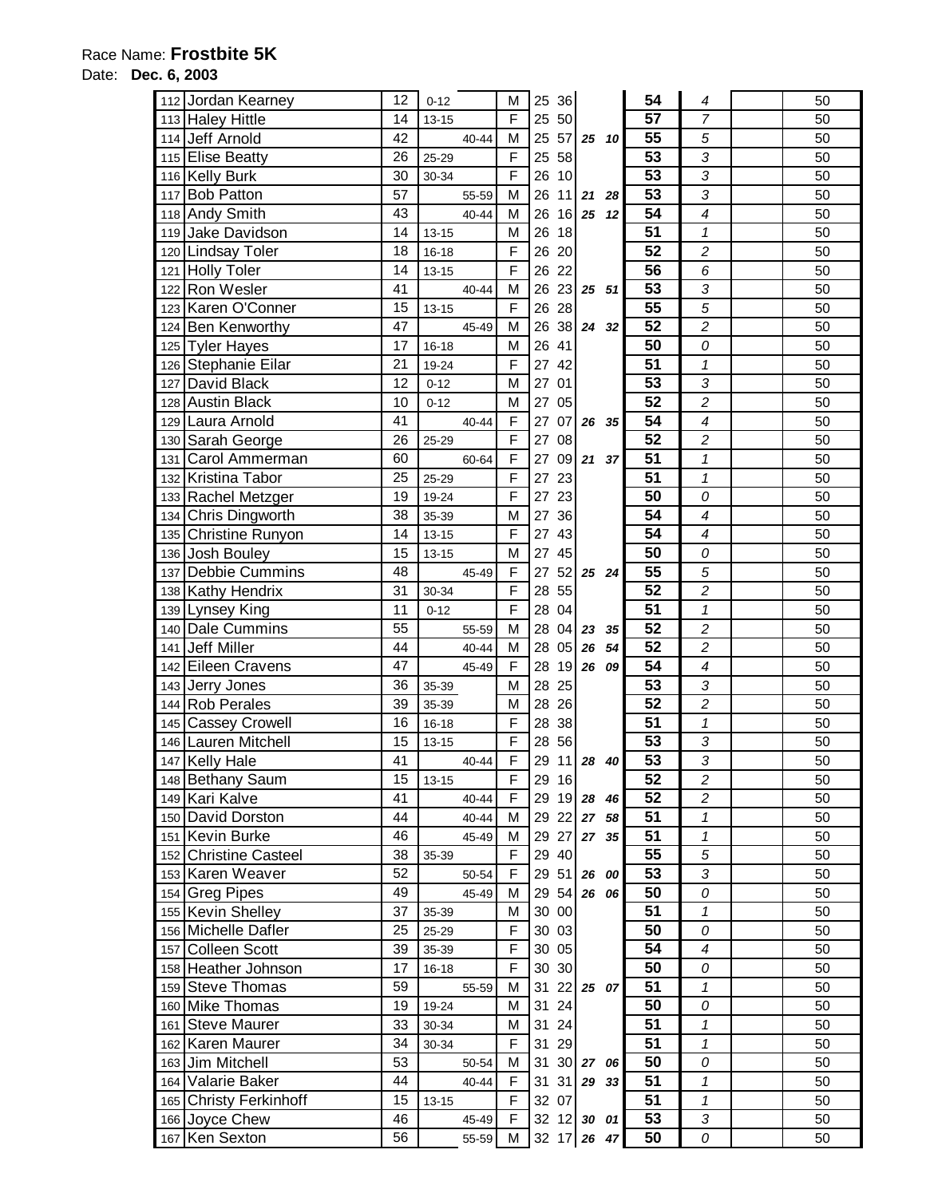Race Name: **Frostbite 5K**

Date: **Dec. 6, 2003**

| # | Name | Age | Age Group (Youth) | Age Group (Masters) | Sex | Min | Sec | Adj Min | Adj Sec | Points | Bonus | | Base |
|---|---|---|---|---|---|---|---|---|---|---|---|---|---|
| 112 | Jordan Kearney | 12 | 0-12 | | M | 25 | 36 | | | **54** | *4* | | 50 |
| 113 | Haley Hittle | 14 | 13-15 | | F | 25 | 50 | | | **57** | *7* | | 50 |
| 114 | Jeff Arnold | 42 | | 40-44 | M | 25 | 57 | ***25*** | ***10*** | **55** | *5* | | 50 |
| 115 | Elise Beatty | 26 | 25-29 | | F | 25 | 58 | | | **53** | *3* | | 50 |
| 116 | Kelly Burk | 30 | 30-34 | | F | 26 | 10 | | | **53** | *3* | | 50 |
| 117 | Bob Patton | 57 | | 55-59 | M | 26 | 11 | ***21*** | ***28*** | **53** | *3* | | 50 |
| 118 | Andy Smith | 43 | | 40-44 | M | 26 | 16 | ***25*** | ***12*** | **54** | *4* | | 50 |
| 119 | Jake Davidson | 14 | 13-15 | | M | 26 | 18 | | | **51** | *1* | | 50 |
| 120 | Lindsay Toler | 18 | 16-18 | | F | 26 | 20 | | | **52** | *2* | | 50 |
| 121 | Holly Toler | 14 | 13-15 | | F | 26 | 22 | | | **56** | *6* | | 50 |
| 122 | Ron Wesler | 41 | | 40-44 | M | 26 | 23 | ***25*** | ***51*** | **53** | *3* | | 50 |
| 123 | Karen O'Conner | 15 | 13-15 | | F | 26 | 28 | | | **55** | *5* | | 50 |
| 124 | Ben Kenworthy | 47 | | 45-49 | M | 26 | 38 | ***24*** | ***32*** | **52** | *2* | | 50 |
| 125 | Tyler Hayes | 17 | 16-18 | | M | 26 | 41 | | | **50** | *0* | | 50 |
| 126 | Stephanie Eilar | 21 | 19-24 | | F | 27 | 42 | | | **51** | *1* | | 50 |
| 127 | David Black | 12 | 0-12 | | M | 27 | 01 | | | **53** | *3* | | 50 |
| 128 | Austin Black | 10 | 0-12 | | M | 27 | 05 | | | **52** | *2* | | 50 |
| 129 | Laura Arnold | 41 | | 40-44 | F | 27 | 07 | ***26*** | ***35*** | **54** | *4* | | 50 |
| 130 | Sarah George | 26 | 25-29 | | F | 27 | 08 | | | **52** | *2* | | 50 |
| 131 | Carol Ammerman | 60 | | 60-64 | F | 27 | 09 | ***21*** | ***37*** | **51** | *1* | | 50 |
| 132 | Kristina Tabor | 25 | 25-29 | | F | 27 | 23 | | | **51** | *1* | | 50 |
| 133 | Rachel Metzger | 19 | 19-24 | | F | 27 | 23 | | | **50** | *0* | | 50 |
| 134 | Chris Dingworth | 38 | 35-39 | | M | 27 | 36 | | | **54** | *4* | | 50 |
| 135 | Christine Runyon | 14 | 13-15 | | F | 27 | 43 | | | **54** | *4* | | 50 |
| 136 | Josh Bouley | 15 | 13-15 | | M | 27 | 45 | | | **50** | *0* | | 50 |
| 137 | Debbie Cummins | 48 | | 45-49 | F | 27 | 52 | ***25*** | ***24*** | **55** | *5* | | 50 |
| 138 | Kathy Hendrix | 31 | 30-34 | | F | 28 | 55 | | | **52** | *2* | | 50 |
| 139 | Lynsey King | 11 | 0-12 | | F | 28 | 04 | | | **51** | *1* | | 50 |
| 140 | Dale Cummins | 55 | | 55-59 | M | 28 | 04 | ***23*** | ***35*** | **52** | *2* | | 50 |
| 141 | Jeff Miller | 44 | | 40-44 | M | 28 | 05 | ***26*** | ***54*** | **52** | *2* | | 50 |
| 142 | Eileen Cravens | 47 | | 45-49 | F | 28 | 19 | ***26*** | ***09*** | **54** | *4* | | 50 |
| 143 | Jerry Jones | 36 | 35-39 | | M | 28 | 25 | | | **53** | *3* | | 50 |
| 144 | Rob Perales | 39 | 35-39 | | M | 28 | 26 | | | **52** | *2* | | 50 |
| 145 | Cassey Crowell | 16 | 16-18 | | F | 28 | 38 | | | **51** | *1* | | 50 |
| 146 | Lauren Mitchell | 15 | 13-15 | | F | 28 | 56 | | | **53** | *3* | | 50 |
| 147 | Kelly Hale | 41 | | 40-44 | F | 29 | 11 | ***28*** | ***40*** | **53** | *3* | | 50 |
| 148 | Bethany Saum | 15 | 13-15 | | F | 29 | 16 | | | **52** | *2* | | 50 |
| 149 | Kari Kalve | 41 | | 40-44 | F | 29 | 19 | ***28*** | ***46*** | **52** | *2* | | 50 |
| 150 | David Dorston | 44 | | 40-44 | M | 29 | 22 | ***27*** | ***58*** | **51** | *1* | | 50 |
| 151 | Kevin Burke | 46 | | 45-49 | M | 29 | 27 | ***27*** | ***35*** | **51** | *1* | | 50 |
| 152 | Christine Casteel | 38 | 35-39 | | F | 29 | 40 | | | **55** | *5* | | 50 |
| 153 | Karen Weaver | 52 | | 50-54 | F | 29 | 51 | ***26*** | ***00*** | **53** | *3* | | 50 |
| 154 | Greg Pipes | 49 | | 45-49 | M | 29 | 54 | ***26*** | ***06*** | **50** | *0* | | 50 |
| 155 | Kevin Shelley | 37 | 35-39 | | M | 30 | 00 | | | **51** | *1* | | 50 |
| 156 | Michelle Dafler | 25 | 25-29 | | F | 30 | 03 | | | **50** | *0* | | 50 |
| 157 | Colleen Scott | 39 | 35-39 | | F | 30 | 05 | | | **54** | *4* | | 50 |
| 158 | Heather Johnson | 17 | 16-18 | | F | 30 | 30 | | | **50** | *0* | | 50 |
| 159 | Steve Thomas | 59 | | 55-59 | M | 31 | 22 | ***25*** | ***07*** | **51** | *1* | | 50 |
| 160 | Mike Thomas | 19 | 19-24 | | M | 31 | 24 | | | **50** | *0* | | 50 |
| 161 | Steve Maurer | 33 | 30-34 | | M | 31 | 24 | | | **51** | *1* | | 50 |
| 162 | Karen Maurer | 34 | 30-34 | | F | 31 | 29 | | | **51** | *1* | | 50 |
| 163 | Jim Mitchell | 53 | | 50-54 | M | 31 | 30 | ***27*** | ***06*** | **50** | *0* | | 50 |
| 164 | Valarie Baker | 44 | | 40-44 | F | 31 | 31 | ***29*** | ***33*** | **51** | *1* | | 50 |
| 165 | Christy Ferkinhoff | 15 | 13-15 | | F | 32 | 07 | | | **51** | *1* | | 50 |
| 166 | Joyce Chew | 46 | | 45-49 | F | 32 | 12 | ***30*** | ***01*** | **53** | *3* | | 50 |
| 167 | Ken Sexton | 56 | | 55-59 | M | 32 | 17 | ***26*** | ***47*** | **50** | *0* | | 50 |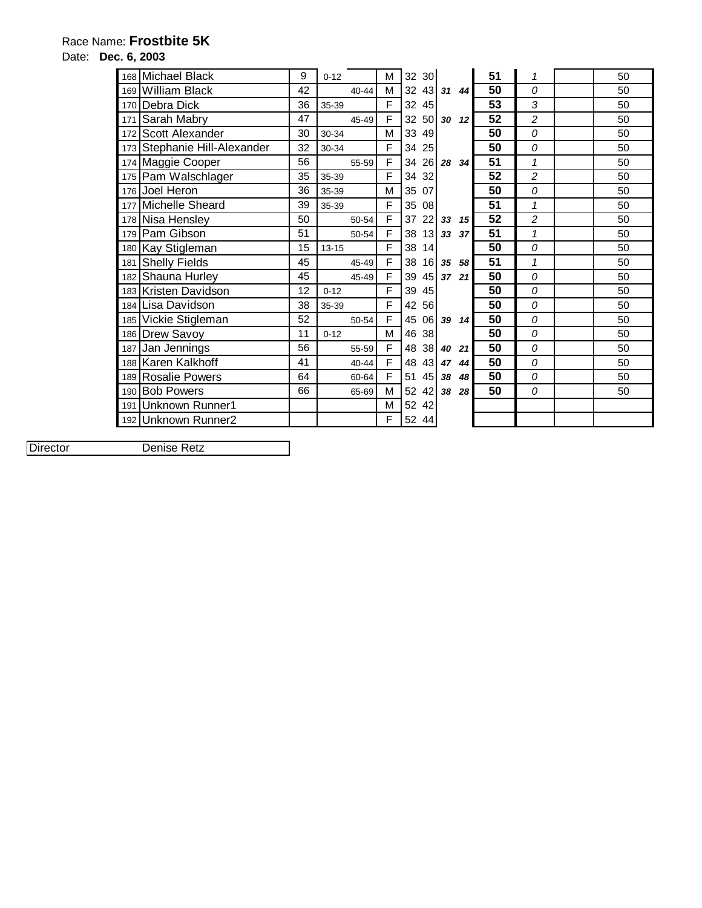Race Name: **Frostbite 5K**

Date: **Dec. 6, 2003**

| | | | | | | | | | | | | | |
|---|---|---|---|---|---|---|---|---|---|---|---|---|---|
| 168 | Michael Black | 9 | 0-12 | | M | 32 | 30 | | | **51** | *1* | | 50 |
| 169 | William Black | 42 | | 40-44 | M | 32 | 43 | ***31*** | ***44*** | **50** | *0* | | 50 |
| 170 | Debra Dick | 36 | 35-39 | | F | 32 | 45 | | | **53** | *3* | | 50 |
| 171 | Sarah Mabry | 47 | | 45-49 | F | 32 | 50 | ***30*** | ***12*** | **52** | *2* | | 50 |
| 172 | Scott Alexander | 30 | 30-34 | | M | 33 | 49 | | | **50** | *0* | | 50 |
| 173 | Stephanie Hill-Alexander | 32 | 30-34 | | F | 34 | 25 | | | **50** | *0* | | 50 |
| 174 | Maggie Cooper | 56 | | 55-59 | F | 34 | 26 | ***28*** | ***34*** | **51** | *1* | | 50 |
| 175 | Pam Walschlager | 35 | 35-39 | | F | 34 | 32 | | | **52** | *2* | | 50 |
| 176 | Joel Heron | 36 | 35-39 | | M | 35 | 07 | | | **50** | *0* | | 50 |
| 177 | Michelle Sheard | 39 | 35-39 | | F | 35 | 08 | | | **51** | *1* | | 50 |
| 178 | Nisa Hensley | 50 | | 50-54 | F | 37 | 22 | ***33*** | ***15*** | **52** | *2* | | 50 |
| 179 | Pam Gibson | 51 | | 50-54 | F | 38 | 13 | ***33*** | ***37*** | **51** | *1* | | 50 |
| 180 | Kay Stigleman | 15 | 13-15 | | F | 38 | 14 | | | **50** | *0* | | 50 |
| 181 | Shelly Fields | 45 | | 45-49 | F | 38 | 16 | ***35*** | ***58*** | **51** | *1* | | 50 |
| 182 | Shauna Hurley | 45 | | 45-49 | F | 39 | 45 | ***37*** | ***21*** | **50** | *0* | | 50 |
| 183 | Kristen Davidson | 12 | 0-12 | | F | 39 | 45 | | | **50** | *0* | | 50 |
| 184 | Lisa Davidson | 38 | 35-39 | | F | 42 | 56 | | | **50** | *0* | | 50 |
| 185 | Vickie Stigleman | 52 | | 50-54 | F | 45 | 06 | ***39*** | ***14*** | **50** | *0* | | 50 |
| 186 | Drew Savoy | 11 | 0-12 | | M | 46 | 38 | | | **50** | *0* | | 50 |
| 187 | Jan Jennings | 56 | | 55-59 | F | 48 | 38 | ***40*** | ***21*** | **50** | *0* | | 50 |
| 188 | Karen Kalkhoff | 41 | | 40-44 | F | 48 | 43 | ***47*** | ***44*** | **50** | *0* | | 50 |
| 189 | Rosalie Powers | 64 | | 60-64 | F | 51 | 45 | ***38*** | ***48*** | **50** | *0* | | 50 |
| 190 | Bob Powers | 66 | | 65-69 | M | 52 | 42 | ***38*** | ***28*** | **50** | *0* | | 50 |
| 191 | Unknown Runner1 | | | | M | 52 | 42 | | | | | | |
| 192 | Unknown Runner2 | | | | F | 52 | 44 | | | | | | |

| | |
|---|---|
| Director | Denise Retz |